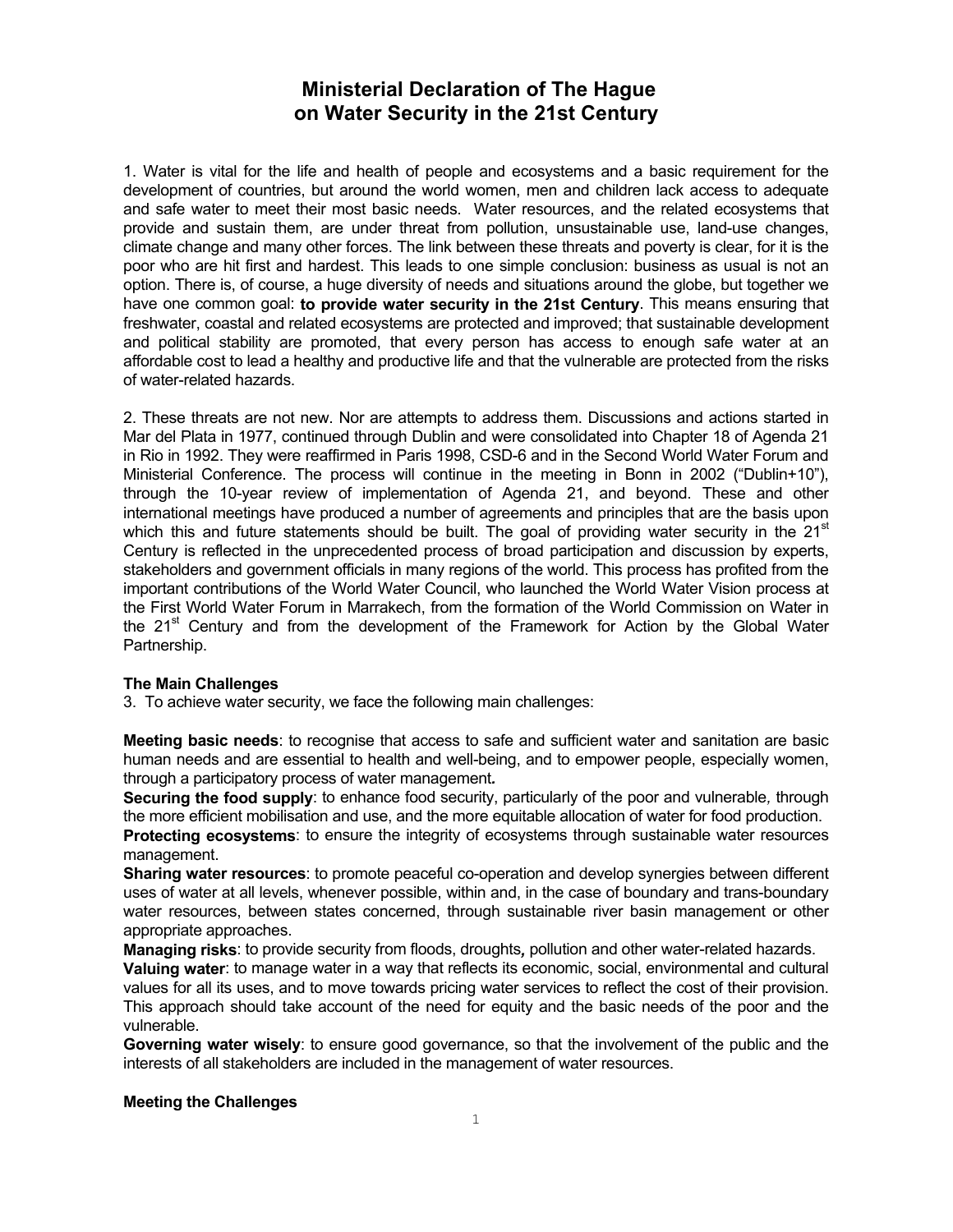# Ministerial Declaration of The Hague on Water Security in the 21st Century

1. Water is vital for the life and health of people and ecosystems and a basic requirement for the development of countries, but around the world women, men and children lack access to adequate and safe water to meet their most basic needs. Water resources, and the related ecosystems that provide and sustain them, are under threat from pollution, unsustainable use, land-use changes, climate change and many other forces. The link between these threats and poverty is clear, for it is the poor who are hit first and hardest. This leads to one simple conclusion: business as usual is not an option. There is, of course, a huge diversity of needs and situations around the globe, but together we have one common goal: **to provide water security in the 21st Century**. This means ensuring that freshwater, coastal and related ecosystems are protected and improved; that sustainable development and political stability are promoted, that every person has access to enough safe water at an affordable cost to lead a healthy and productive life and that the vulnerable are protected from the risks of water-related hazards.

2. These threats are not new. Nor are attempts to address them. Discussions and actions started in Mar del Plata in 1977, continued through Dublin and were consolidated into Chapter 18 of Agenda 21 in Rio in 1992. They were reaffirmed in Paris 1998, CSD-6 and in the Second World Water Forum and Ministerial Conference. The process will continue in the meeting in Bonn in 2002 ("Dublin+10"), through the 10-year review of implementation of Agenda 21, and beyond. These and other international meetings have produced a number of agreements and principles that are the basis upon which this and future statements should be built. The goal of providing water security in the 21st Century is reflected in the unprecedented process of broad participation and discussion by experts, stakeholders and government officials in many regions of the world. This process has profited from the important contributions of the World Water Council, who launched the World Water Vision process at the First World Water Forum in Marrakech, from the formation of the World Commission on Water in the 21st Century and from the development of the Framework for Action by the Global Water Partnership.

### The Main Challenges

3. To achieve water security, we face the following main challenges:

**Meeting basic needs**: to recognise that access to safe and sufficient water and sanitation are basic human needs and are essential to health and well-being, and to empower people, especially women, through a participatory process of water management.

**Securing the food supply**: to enhance food security, particularly of the poor and vulnerable, through the more efficient mobilisation and use, and the more equitable allocation of water for food production.

**Protecting ecosystems**: to ensure the integrity of ecosystems through sustainable water resources management.

**Sharing water resources**: to promote peaceful co-operation and develop synergies between different uses of water at all levels, whenever possible, within and, in the case of boundary and trans-boundary water resources, between states concerned, through sustainable river basin management or other appropriate approaches.

**Managing risks**: to provide security from floods, droughts, pollution and other water-related hazards.

**Valuing water**: to manage water in a way that reflects its economic, social, environmental and cultural values for all its uses, and to move towards pricing water services to reflect the cost of their provision. This approach should take account of the need for equity and the basic needs of the poor and the vulnerable.

**Governing water wisely**: to ensure good governance, so that the involvement of the public and the interests of all stakeholders are included in the management of water resources.

### Meeting the Challenges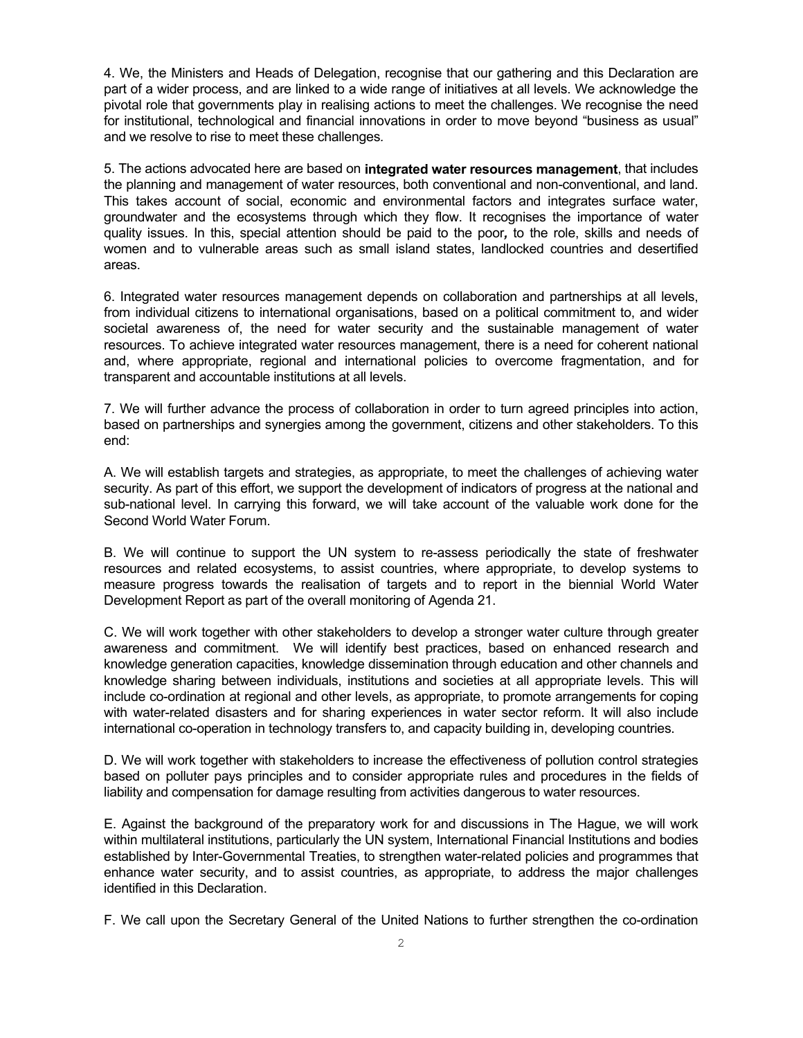4. We, the Ministers and Heads of Delegation, recognise that our gathering and this Declaration are part of a wider process, and are linked to a wide range of initiatives at all levels. We acknowledge the pivotal role that governments play in realising actions to meet the challenges. We recognise the need for institutional, technological and financial innovations in order to move beyond "business as usual" and we resolve to rise to meet these challenges.

5. The actions advocated here are based on **integrated water resources management**, that includes the planning and management of water resources, both conventional and non-conventional, and land. This takes account of social, economic and environmental factors and integrates surface water, groundwater and the ecosystems through which they flow. It recognises the importance of water quality issues. In this, special attention should be paid to the poor*,* to the role, skills and needs of women and to vulnerable areas such as small island states, landlocked countries and desertified areas.

6. Integrated water resources management depends on collaboration and partnerships at all levels, from individual citizens to international organisations, based on a political commitment to, and wider societal awareness of, the need for water security and the sustainable management of water resources. To achieve integrated water resources management, there is a need for coherent national and, where appropriate, regional and international policies to overcome fragmentation, and for transparent and accountable institutions at all levels.

7. We will further advance the process of collaboration in order to turn agreed principles into action, based on partnerships and synergies among the government, citizens and other stakeholders. To this end:

A. We will establish targets and strategies, as appropriate, to meet the challenges of achieving water security. As part of this effort, we support the development of indicators of progress at the national and sub-national level. In carrying this forward, we will take account of the valuable work done for the Second World Water Forum.

B. We will continue to support the UN system to re-assess periodically the state of freshwater resources and related ecosystems, to assist countries, where appropriate, to develop systems to measure progress towards the realisation of targets and to report in the biennial World Water Development Report as part of the overall monitoring of Agenda 21.

C. We will work together with other stakeholders to develop a stronger water culture through greater awareness and commitment. We will identify best practices, based on enhanced research and knowledge generation capacities, knowledge dissemination through education and other channels and knowledge sharing between individuals, institutions and societies at all appropriate levels. This will include co-ordination at regional and other levels, as appropriate, to promote arrangements for coping with water-related disasters and for sharing experiences in water sector reform. It will also include international co-operation in technology transfers to, and capacity building in, developing countries.

D. We will work together with stakeholders to increase the effectiveness of pollution control strategies based on polluter pays principles and to consider appropriate rules and procedures in the fields of liability and compensation for damage resulting from activities dangerous to water resources.

E. Against the background of the preparatory work for and discussions in The Hague, we will work within multilateral institutions, particularly the UN system, International Financial Institutions and bodies established by Inter-Governmental Treaties, to strengthen water-related policies and programmes that enhance water security, and to assist countries, as appropriate, to address the major challenges identified in this Declaration.

F. We call upon the Secretary General of the United Nations to further strengthen the co-ordination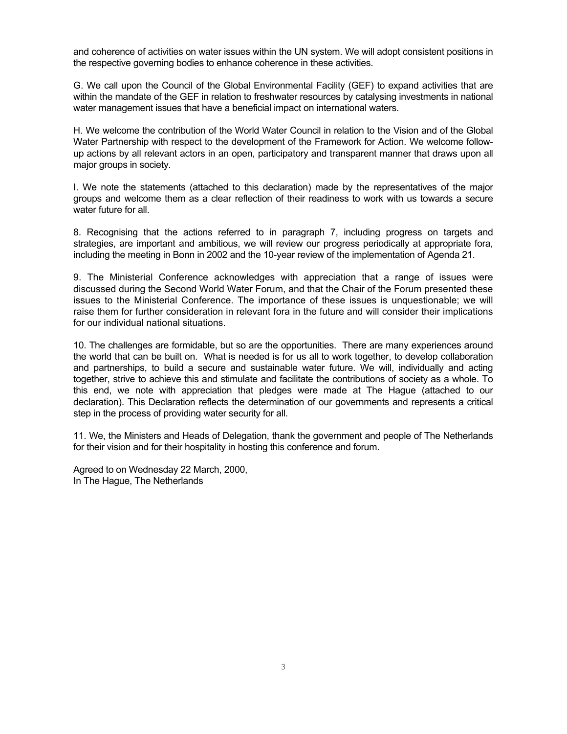and coherence of activities on water issues within the UN system. We will adopt consistent positions in the respective governing bodies to enhance coherence in these activities.

G. We call upon the Council of the Global Environmental Facility (GEF) to expand activities that are within the mandate of the GEF in relation to freshwater resources by catalysing investments in national water management issues that have a beneficial impact on international waters.

H. We welcome the contribution of the World Water Council in relation to the Vision and of the Global Water Partnership with respect to the development of the Framework for Action. We welcome follow-up actions by all relevant actors in an open, participatory and transparent manner that draws upon all major groups in society.

I. We note the statements (attached to this declaration) made by the representatives of the major groups and welcome them as a clear reflection of their readiness to work with us towards a secure water future for all.

8. Recognising that the actions referred to in paragraph 7, including progress on targets and strategies, are important and ambitious, we will review our progress periodically at appropriate fora, including the meeting in Bonn in 2002 and the 10-year review of the implementation of Agenda 21.

9. The Ministerial Conference acknowledges with appreciation that a range of issues were discussed during the Second World Water Forum, and that the Chair of the Forum presented these issues to the Ministerial Conference. The importance of these issues is unquestionable; we will raise them for further consideration in relevant fora in the future and will consider their implications for our individual national situations.

10. The challenges are formidable, but so are the opportunities. There are many experiences around the world that can be built on. What is needed is for us all to work together, to develop collaboration and partnerships, to build a secure and sustainable water future. We will, individually and acting together, strive to achieve this and stimulate and facilitate the contributions of society as a whole. To this end, we note with appreciation that pledges were made at The Hague (attached to our declaration). This Declaration reflects the determination of our governments and represents a critical step in the process of providing water security for all.

11. We, the Ministers and Heads of Delegation, thank the government and people of The Netherlands for their vision and for their hospitality in hosting this conference and forum.

Agreed to on Wednesday 22 March, 2000,
In The Hague, The Netherlands